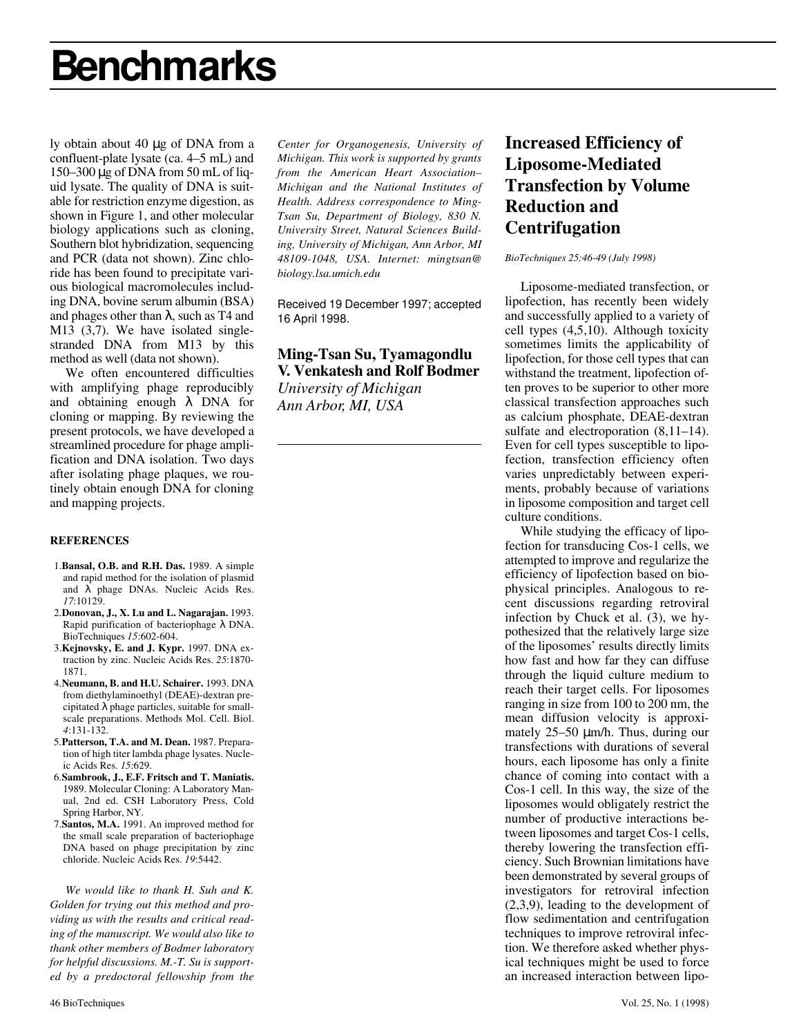ly obtain about 40 µg of DNA from a confluent-plate lysate (ca. 4–5 mL) and 150–300 µg of DNA from 50 mL of liquid lysate. The quality of DNA is suitable for restriction enzyme digestion, as shown in Figure 1, and other molecular biology applications such as cloning, Southern blot hybridization, sequencing and PCR (data not shown). Zinc chloride has been found to precipitate various biological macromolecules including DNA, bovine serum albumin (BSA) and phages other than λ, such as T4 and M13 (3,7). We have isolated single-stranded DNA from M13 by this method as well (data not shown).

We often encountered difficulties with amplifying phage reproducibly and obtaining enough λ DNA for cloning or mapping. By reviewing the present protocols, we have developed a streamlined procedure for phage amplification and DNA isolation. Two days after isolating phage plaques, we routinely obtain enough DNA for cloning and mapping projects.

#### REFERENCES

1. **Bansal, O.B. and R.H. Das.** 1989. A simple and rapid method for the isolation of plasmid and λ phage DNAs. Nucleic Acids Res. *17*:10129.
2. **Donovan, J., X. Lu and L. Nagarajan.** 1993. Rapid purification of bacteriophage λ DNA. BioTechniques *15*:602-604.
3. **Kejnovsky, E. and J. Kypr.** 1997. DNA extraction by zinc. Nucleic Acids Res. *25*:1870-1871.
4. **Neumann, B. and H.U. Schairer.** 1993. DNA from diethylaminoethyl (DEAE)-dextran precipitated λ phage particles, suitable for small-scale preparations. Methods Mol. Cell. Biol. *4*:131-132.
5. **Patterson, T.A. and M. Dean.** 1987. Preparation of high titer lambda phage lysates. Nucleic Acids Res. *15*:629.
6. **Sambrook, J., E.F. Fritsch and T. Maniatis.** 1989. Molecular Cloning: A Laboratory Manual, 2nd ed. CSH Laboratory Press, Cold Spring Harbor, NY.
7. **Santos, M.A.** 1991. An improved method for the small scale preparation of bacteriophage DNA based on phage precipitation by zinc chloride. Nucleic Acids Res. *19*:5442.

*We would like to thank H. Suh and K. Golden for trying out this method and providing us with the results and critical reading of the manuscript. We would also like to thank other members of Bodmer laboratory for helpful discussions. M.-T. Su is supported by a predoctoral fellowship from the Center for Organogenesis, University of Michigan. This work is supported by grants from the American Heart Association–Michigan and the National Institutes of Health. Address correspondence to Ming-Tsan Su, Department of Biology, 830 N. University Street, Natural Sciences Building, University of Michigan, Ann Arbor, MI 48109-1048, USA. Internet: mingtsan@biology.lsa.umich.edu*

Received 19 December 1997; accepted 16 April 1998.

**Ming-Tsan Su, Tyamagondlu V. Venkatesh and Rolf Bodmer**
*University of Michigan*
*Ann Arbor, MI, USA*

## Increased Efficiency of Liposome-Mediated Transfection by Volume Reduction and Centrifugation

*BioTechniques 25:46-49 (July 1998)*

Liposome-mediated transfection, or lipofection, has recently been widely and successfully applied to a variety of cell types (4,5,10). Although toxicity sometimes limits the applicability of lipofection, for those cell types that can withstand the treatment, lipofection often proves to be superior to other more classical transfection approaches such as calcium phosphate, DEAE-dextran sulfate and electroporation (8,11–14). Even for cell types susceptible to lipofection, transfection efficiency often varies unpredictably between experiments, probably because of variations in liposome composition and target cell culture conditions.

While studying the efficacy of lipofection for transducing Cos-1 cells, we attempted to improve and regularize the efficiency of lipofection based on biophysical principles. Analogous to recent discussions regarding retroviral infection by Chuck et al. (3), we hypothesized that the relatively large size of the liposomes' results directly limits how fast and how far they can diffuse through the liquid culture medium to reach their target cells. For liposomes ranging in size from 100 to 200 nm, the mean diffusion velocity is approximately 25–50 µm/h. Thus, during our transfections with durations of several hours, each liposome has only a finite chance of coming into contact with a Cos-1 cell. In this way, the size of the liposomes would obligately restrict the number of productive interactions between liposomes and target Cos-1 cells, thereby lowering the transfection efficiency. Such Brownian limitations have been demonstrated by several groups of investigators for retroviral infection (2,3,9), leading to the development of flow sedimentation and centrifugation techniques to improve retroviral infection. We therefore asked whether physical techniques might be used to force an increased interaction between lipo-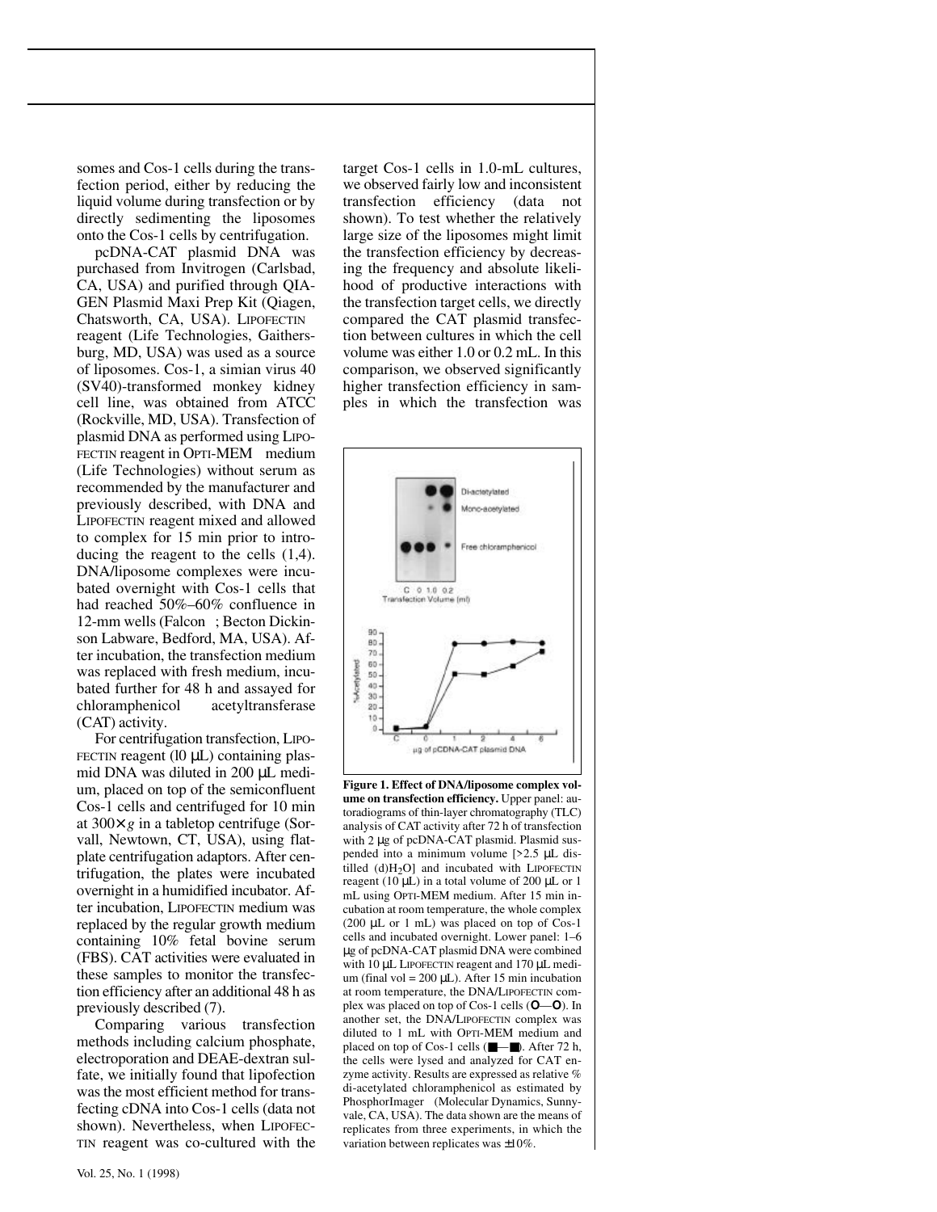somes and Cos-1 cells during the transfection period, either by reducing the liquid volume during transfection or by directly sedimenting the liposomes onto the Cos-1 cells by centrifugation.

pcDNA-CAT plasmid DNA was purchased from Invitrogen (Carlsbad, CA, USA) and purified through QIAGEN Plasmid Maxi Prep Kit (Qiagen, Chatsworth, CA, USA). LIPOFECTIN reagent (Life Technologies, Gaithersburg, MD, USA) was used as a source of liposomes. Cos-1, a simian virus 40 (SV40)-transformed monkey kidney cell line, was obtained from ATCC (Rockville, MD, USA). Transfection of plasmid DNA as performed using LIPOFECTIN reagent in OPTI-MEM medium (Life Technologies) without serum as recommended by the manufacturer and previously described, with DNA and LIPOFECTIN reagent mixed and allowed to complex for 15 min prior to introducing the reagent to the cells (1,4). DNA/liposome complexes were incubated overnight with Cos-1 cells that had reached 50%–60% confluence in 12-mm wells (Falcon ; Becton Dickinson Labware, Bedford, MA, USA). After incubation, the transfection medium was replaced with fresh medium, incubated further for 48 h and assayed for chloramphenicol acetyltransferase (CAT) activity.

For centrifugation transfection, LIPOFECTIN reagent (l0 µL) containing plasmid DNA was diluted in 200 µL medium, placed on top of the semiconfluent Cos-1 cells and centrifuged for 10 min at $300\times g$ in a tabletop centrifuge (Sorvall, Newtown, CT, USA), using flat-plate centrifugation adaptors. After centrifugation, the plates were incubated overnight in a humidified incubator. After incubation, LIPOFECTIN medium was replaced by the regular growth medium containing 10% fetal bovine serum (FBS). CAT activities were evaluated in these samples to monitor the transfection efficiency after an additional 48 h as previously described (7).

Comparing various transfection methods including calcium phosphate, electroporation and DEAE-dextran sulfate, we initially found that lipofection was the most efficient method for transfecting cDNA into Cos-1 cells (data not shown). Nevertheless, when LIPOFECTIN reagent was co-cultured with the target Cos-1 cells in 1.0-mL cultures, we observed fairly low and inconsistent transfection efficiency (data not shown). To test whether the relatively large size of the liposomes might limit the transfection efficiency by decreasing the frequency and absolute likelihood of productive interactions with the transfection target cells, we directly compared the CAT plasmid transfection between cultures in which the cell volume was either 1.0 or 0.2 mL. In this comparison, we observed significantly higher transfection efficiency in samples in which the transfection was

**Figure 1. Effect of DNA/liposome complex volume on transfection efficiency.** Upper panel: autoradiograms of thin-layer chromatography (TLC) analysis of CAT activity after 72 h of transfection with 2 µg of pcDNA-CAT plasmid. Plasmid suspended into a minimum volume [>2.5 µL distilled (d)$H_2O$] and incubated with LIPOFECTIN reagent (10 µL) in a total volume of 200 µL or 1 mL using OPTI-MEM medium. After 15 min incubation at room temperature, the whole complex (200 µL or 1 mL) was placed on top of Cos-1 cells and incubated overnight. Lower panel: 1–6 µg of pcDNA-CAT plasmid DNA were combined with 10 µL LIPOFECTIN reagent and 170 µL medium (final vol = 200 µL). After 15 min incubation at room temperature, the DNA/LIPOFECTIN complex was placed on top of Cos-1 cells (O—O). In another set, the DNA/LIPOFECTIN complex was diluted to 1 mL with OPTI-MEM medium and placed on top of Cos-1 cells (■—■). After 72 h, the cells were lysed and analyzed for CAT enzyme activity. Results are expressed as relative % di-acetylated chloramphenicol as estimated by PhosphorImager (Molecular Dynamics, Sunnyvale, CA, USA). The data shown are the means of replicates from three experiments, in which the variation between replicates was ±10%.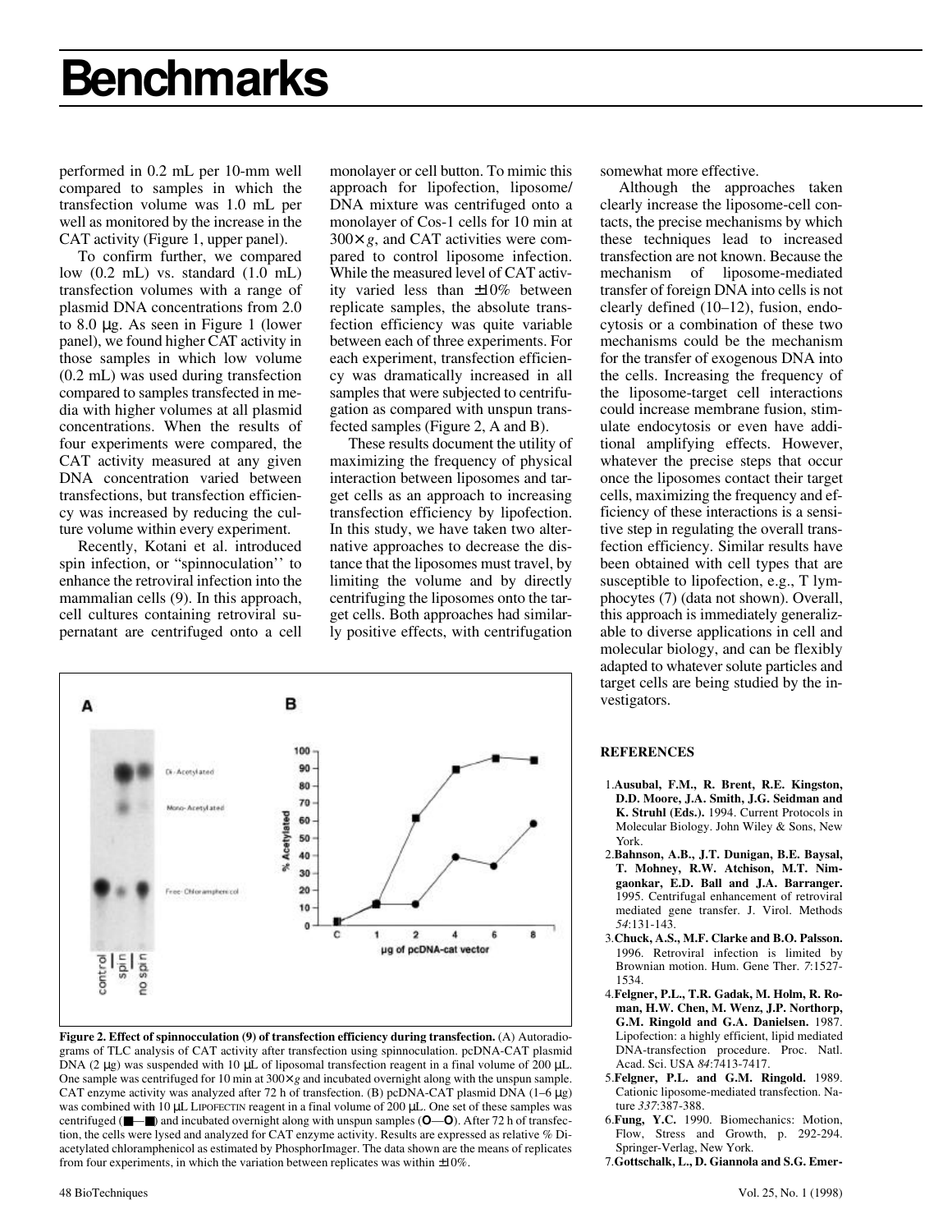performed in 0.2 mL per 10-mm well compared to samples in which the transfection volume was 1.0 mL per well as monitored by the increase in the CAT activity (Figure 1, upper panel).

To confirm further, we compared low (0.2 mL) vs. standard (1.0 mL) transfection volumes with a range of plasmid DNA concentrations from 2.0 to 8.0 µg. As seen in Figure 1 (lower panel), we found higher CAT activity in those samples in which low volume (0.2 mL) was used during transfection compared to samples transfected in media with higher volumes at all plasmid concentrations. When the results of four experiments were compared, the CAT activity measured at any given DNA concentration varied between transfections, but transfection efficiency was increased by reducing the culture volume within every experiment.

Recently, Kotani et al. introduced spin infection, or "spinnoculation" to enhance the retroviral infection into the mammalian cells (9). In this approach, cell cultures containing retroviral supernatant are centrifuged onto a cell monolayer or cell button. To mimic this approach for lipofection, liposome/DNA mixture was centrifuged onto a monolayer of Cos-1 cells for 10 min at $300\times g$, and CAT activities were compared to control liposome infection. While the measured level of CAT activity varied less than ±10% between replicate samples, the absolute transfection efficiency was quite variable between each of three experiments. For each experiment, transfection efficiency was dramatically increased in all samples that were subjected to centrifugation as compared with unspun transfected samples (Figure 2, A and B).

These results document the utility of maximizing the frequency of physical interaction between liposomes and target cells as an approach to increasing transfection efficiency by lipofection. In this study, we have taken two alternative approaches to decrease the distance that the liposomes must travel, by limiting the volume and by directly centrifuging the liposomes onto the target cells. Both approaches had similarly positive effects, with centrifugation somewhat more effective.

Although the approaches taken clearly increase the liposome-cell contacts, the precise mechanisms by which these techniques lead to increased transfection are not known. Because the mechanism of liposome-mediated transfer of foreign DNA into cells is not clearly defined (10–12), fusion, endocytosis or a combination of these two mechanisms could be the mechanism for the transfer of exogenous DNA into the cells. Increasing the frequency of the liposome-target cell interactions could increase membrane fusion, stimulate endocytosis or even have additional amplifying effects. However, whatever the precise steps that occur once the liposomes contact their target cells, maximizing the frequency and efficiency of these interactions is a sensitive step in regulating the overall transfection efficiency. Similar results have been obtained with cell types that are susceptible to lipofection, e.g., T lymphocytes (7) (data not shown). Overall, this approach is immediately generalizable to diverse applications in cell and molecular biology, and can be flexibly adapted to whatever solute particles and target cells are being studied by the investigators.

**Figure 2. Effect of spinnoculation (9) of transfection efficiency during transfection.** (A) Autoradiograms of TLC analysis of CAT activity after transfection using spinnoculation. pcDNA-CAT plasmid DNA (2 µg) was suspended with 10 µL of liposomal transfection reagent in a final volume of 200 µL. One sample was centrifuged for 10 min at $300\times g$ and incubated overnight along with the unspun sample. CAT enzyme activity was analyzed after 72 h of transfection. (B) pcDNA-CAT plasmid DNA (1–6 µg) was combined with 10 µL LIPOFECTIN reagent in a final volume of 200 µL. One set of these samples was centrifuged (■—■) and incubated overnight along with unspun samples (O—O). After 72 h of transfection, the cells were lysed and analyzed for CAT enzyme activity. Results are expressed as relative % Di-acetylated chloramphenicol as estimated by PhosphorImager. The data shown are the means of replicates from four experiments, in which the variation between replicates was within ±10%.

## REFERENCES

1. **Ausubal, F.M., R. Brent, R.E. Kingston, D.D. Moore, J.A. Smith, J.G. Seidman and K. Struhl (Eds.).** 1994. Current Protocols in Molecular Biology. John Wiley & Sons, New York.
2. **Bahnson, A.B., J.T. Dunigan, B.E. Baysal, T. Mohney, R.W. Atchison, M.T. Nimgaonkar, E.D. Ball and J.A. Barranger.** 1995. Centrifugal enhancement of retroviral mediated gene transfer. J. Virol. Methods *54*:131-143.
3. **Chuck, A.S., M.F. Clarke and B.O. Palsson.** 1996. Retroviral infection is limited by Brownian motion. Hum. Gene Ther. *7*:1527-1534.
4. **Felgner, P.L., T.R. Gadak, M. Holm, R. Roman, H.W. Chen, M. Wenz, J.P. Northorp, G.M. Ringold and G.A. Danielsen.** 1987. Lipofection: a highly efficient, lipid mediated DNA-transfection procedure. Proc. Natl. Acad. Sci. USA *84*:7413-7417.
5. **Felgner, P.L. and G.M. Ringold.** 1989. Cationic liposome-mediated transfection. Nature *337*:387-388.
6. **Fung, Y.C.** 1990. Biomechanics: Motion, Flow, Stress and Growth, p. 292-294. Springer-Verlag, New York.
7. **Gottschalk, L., D. Giannola and S.G. Emer-**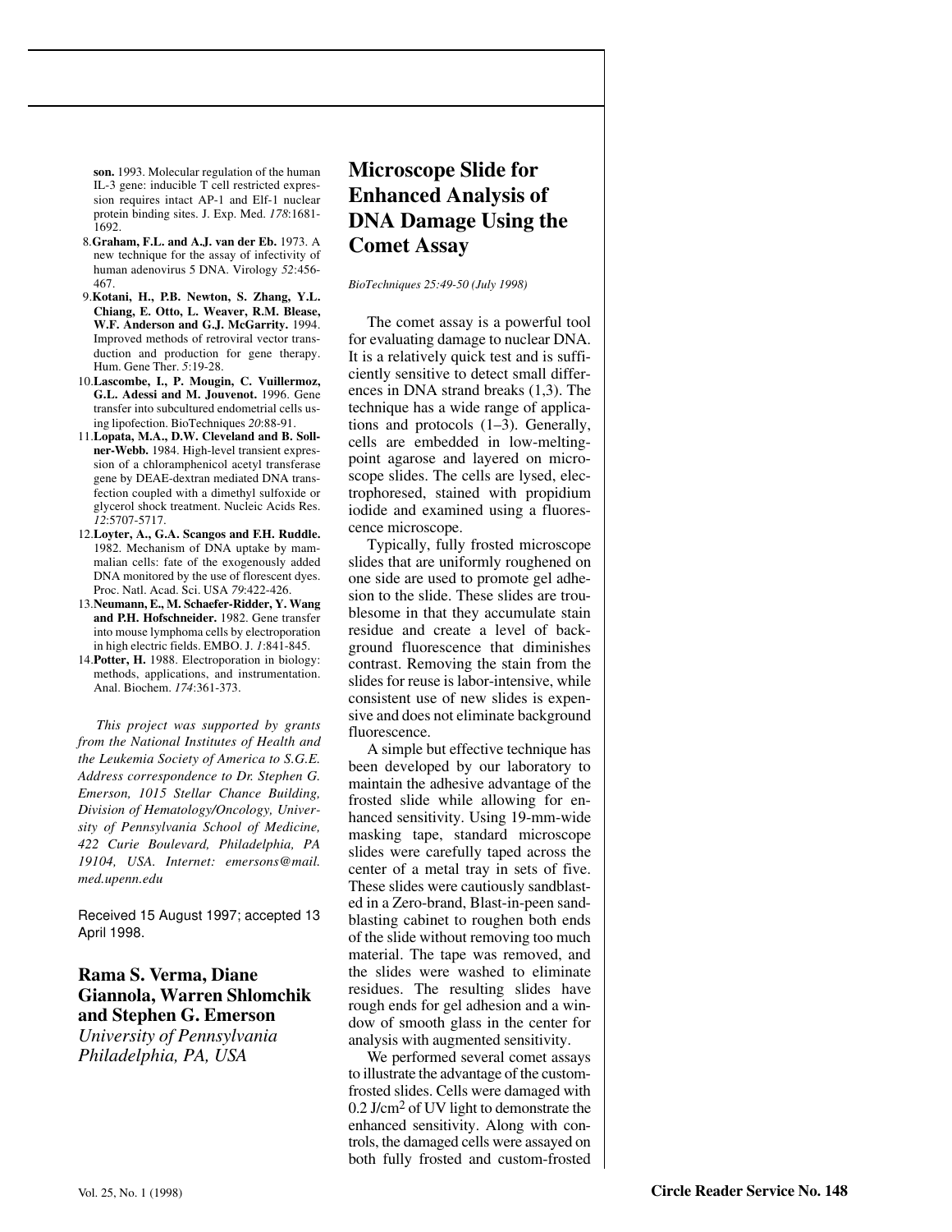**son.** 1993. Molecular regulation of the human IL-3 gene: inducible T cell restricted expression requires intact AP-1 and Elf-1 nuclear protein binding sites. J. Exp. Med. *178*:1681-1692.

8. **Graham, F.L. and A.J. van der Eb.** 1973. A new technique for the assay of infectivity of human adenovirus 5 DNA. Virology *52*:456-467.
9. **Kotani, H., P.B. Newton, S. Zhang, Y.L. Chiang, E. Otto, L. Weaver, R.M. Blease, W.F. Anderson and G.J. McGarrity.** 1994. Improved methods of retroviral vector transduction and production for gene therapy. Hum. Gene Ther. *5*:19-28.
10. **Lascombe, I., P. Mougin, C. Vuillermoz, G.L. Adessi and M. Jouvenot.** 1996. Gene transfer into subcultured endometrial cells using lipofection. BioTechniques *20*:88-91.
11. **Lopata, M.A., D.W. Cleveland and B. Sollner-Webb.** 1984. High-level transient expression of a chloramphenicol acetyl transferase gene by DEAE-dextran mediated DNA transfection coupled with a dimethyl sulfoxide or glycerol shock treatment. Nucleic Acids Res. *12*:5707-5717.
12. **Loyter, A., G.A. Scangos and F.H. Ruddle.** 1982. Mechanism of DNA uptake by mammalian cells: fate of the exogenously added DNA monitored by the use of florescent dyes. Proc. Natl. Acad. Sci. USA *79*:422-426.
13. **Neumann, E., M. Schaefer-Ridder, Y. Wang and P.H. Hofschneider.** 1982. Gene transfer into mouse lymphoma cells by electroporation in high electric fields. EMBO. J. *1*:841-845.
14. **Potter, H.** 1988. Electroporation in biology: methods, applications, and instrumentation. Anal. Biochem. *174*:361-373.

*This project was supported by grants from the National Institutes of Health and the Leukemia Society of America to S.G.E. Address correspondence to Dr. Stephen G. Emerson, 1015 Stellar Chance Building, Division of Hematology/Oncology, University of Pennsylvania School of Medicine, 422 Curie Boulevard, Philadelphia, PA 19104, USA. Internet: emersons@mail.med.upenn.edu*

Received 15 August 1997; accepted 13 April 1998.

**Rama S. Verma, Diane Giannola, Warren Shlomchik and Stephen G. Emerson**
*University of Pennsylvania*
*Philadelphia, PA, USA*

# Microscope Slide for Enhanced Analysis of DNA Damage Using the Comet Assay

*BioTechniques 25:49-50 (July 1998)*

The comet assay is a powerful tool for evaluating damage to nuclear DNA. It is a relatively quick test and is sufficiently sensitive to detect small differences in DNA strand breaks (1,3). The technique has a wide range of applications and protocols (1–3). Generally, cells are embedded in low-melting-point agarose and layered on microscope slides. The cells are lysed, electrophoresed, stained with propidium iodide and examined using a fluorescence microscope.

Typically, fully frosted microscope slides that are uniformly roughened on one side are used to promote gel adhesion to the slide. These slides are troublesome in that they accumulate stain residue and create a level of background fluorescence that diminishes contrast. Removing the stain from the slides for reuse is labor-intensive, while consistent use of new slides is expensive and does not eliminate background fluorescence.

A simple but effective technique has been developed by our laboratory to maintain the adhesive advantage of the frosted slide while allowing for enhanced sensitivity. Using 19-mm-wide masking tape, standard microscope slides were carefully taped across the center of a metal tray in sets of five. These slides were cautiously sandblasted in a Zero-brand, Blast-in-peen sandblasting cabinet to roughen both ends of the slide without removing too much material. The tape was removed, and the slides were washed to eliminate residues. The resulting slides have rough ends for gel adhesion and a window of smooth glass in the center for analysis with augmented sensitivity.

We performed several comet assays to illustrate the advantage of the custom-frosted slides. Cells were damaged with 0.2 J/cm$^2$ of UV light to demonstrate the enhanced sensitivity. Along with controls, the damaged cells were assayed on both fully frosted and custom-frosted

Circle Reader Service No. 148